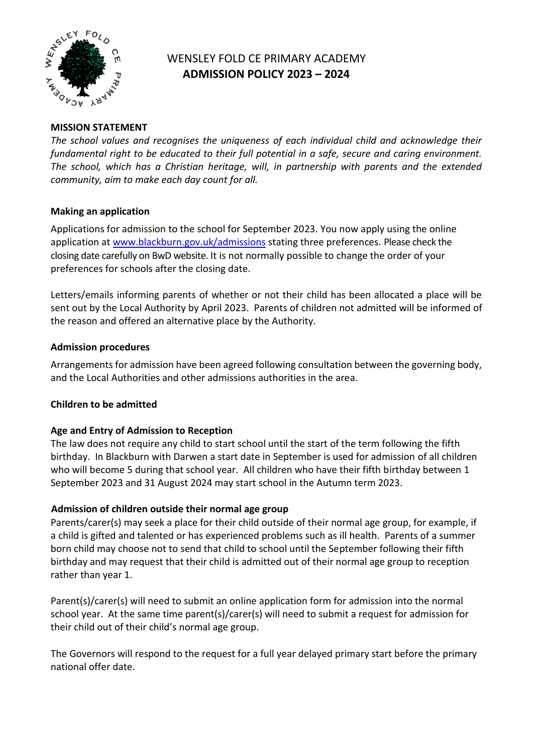# WENSLEY FOLD CE PRIMARY ACADEMY

## ADMISSION POLICY 2023 – 2024

**MISSION STATEMENT**

*The school values and recognises the uniqueness of each individual child and acknowledge their fundamental right to be educated to their full potential in a safe, secure and caring environment. The school, which has a Christian heritage, will, in partnership with parents and the extended community, aim to make each day count for all.*

**Making an application**

Applications for admission to the school for September 2023. You now apply using the online application at [www.blackburn.gov.uk/admissions](www.blackburn.gov.uk/admissions) stating three preferences. Please check the closing date carefully on BwD website. It is not normally possible to change the order of your preferences for schools after the closing date.

Letters/emails informing parents of whether or not their child has been allocated a place will be sent out by the Local Authority by April 2023. Parents of children not admitted will be informed of the reason and offered an alternative place by the Authority.

**Admission procedures**

Arrangements for admission have been agreed following consultation between the governing body, and the Local Authorities and other admissions authorities in the area.

**Children to be admitted**

**Age and Entry of Admission to Reception**

The law does not require any child to start school until the start of the term following the fifth birthday. In Blackburn with Darwen a start date in September is used for admission of all children who will become 5 during that school year. All children who have their fifth birthday between 1 September 2023 and 31 August 2024 may start school in the Autumn term 2023.

**Admission of children outside their normal age group**

Parents/carer(s) may seek a place for their child outside of their normal age group, for example, if a child is gifted and talented or has experienced problems such as ill health. Parents of a summer born child may choose not to send that child to school until the September following their fifth birthday and may request that their child is admitted out of their normal age group to reception rather than year 1.

Parent(s)/carer(s) will need to submit an online application form for admission into the normal school year. At the same time parent(s)/carer(s) will need to submit a request for admission for their child out of their child's normal age group.

The Governors will respond to the request for a full year delayed primary start before the primary national offer date.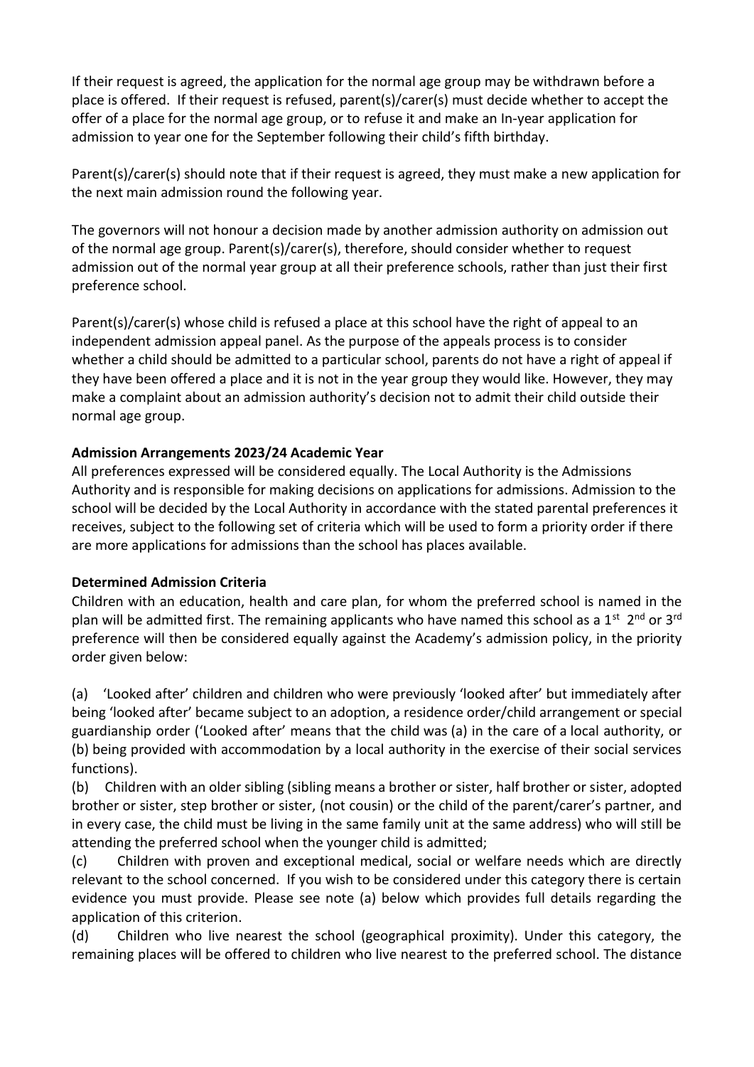If their request is agreed, the application for the normal age group may be withdrawn before a place is offered. If their request is refused, parent(s)/carer(s) must decide whether to accept the offer of a place for the normal age group, or to refuse it and make an In-year application for admission to year one for the September following their child's fifth birthday.

Parent(s)/carer(s) should note that if their request is agreed, they must make a new application for the next main admission round the following year.

The governors will not honour a decision made by another admission authority on admission out of the normal age group. Parent(s)/carer(s), therefore, should consider whether to request admission out of the normal year group at all their preference schools, rather than just their first preference school.

Parent(s)/carer(s) whose child is refused a place at this school have the right of appeal to an independent admission appeal panel. As the purpose of the appeals process is to consider whether a child should be admitted to a particular school, parents do not have a right of appeal if they have been offered a place and it is not in the year group they would like. However, they may make a complaint about an admission authority's decision not to admit their child outside their normal age group.

**Admission Arrangements 2023/24 Academic Year**

All preferences expressed will be considered equally. The Local Authority is the Admissions Authority and is responsible for making decisions on applications for admissions. Admission to the school will be decided by the Local Authority in accordance with the stated parental preferences it receives, subject to the following set of criteria which will be used to form a priority order if there are more applications for admissions than the school has places available.

**Determined Admission Criteria**

Children with an education, health and care plan, for whom the preferred school is named in the plan will be admitted first. The remaining applicants who have named this school as a 1st 2nd or 3rd preference will then be considered equally against the Academy's admission policy, in the priority order given below:

(a) 'Looked after' children and children who were previously 'looked after' but immediately after being 'looked after' became subject to an adoption, a residence order/child arrangement or special guardianship order ('Looked after' means that the child was (a) in the care of a local authority, or (b) being provided with accommodation by a local authority in the exercise of their social services functions).

(b) Children with an older sibling (sibling means a brother or sister, half brother or sister, adopted brother or sister, step brother or sister, (not cousin) or the child of the parent/carer's partner, and in every case, the child must be living in the same family unit at the same address) who will still be attending the preferred school when the younger child is admitted;

(c) Children with proven and exceptional medical, social or welfare needs which are directly relevant to the school concerned. If you wish to be considered under this category there is certain evidence you must provide. Please see note (a) below which provides full details regarding the application of this criterion.

(d) Children who live nearest the school (geographical proximity). Under this category, the remaining places will be offered to children who live nearest to the preferred school. The distance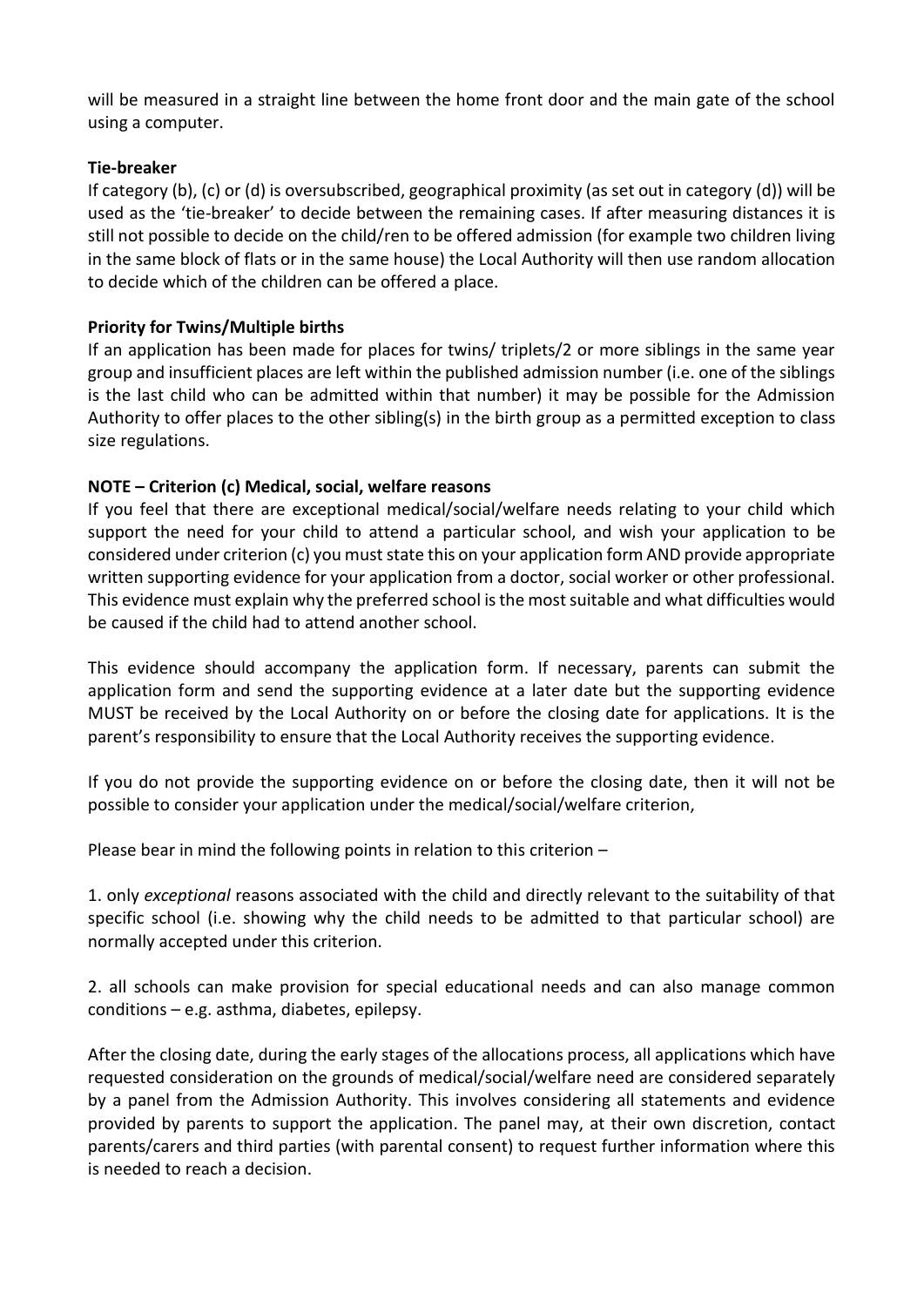will be measured in a straight line between the home front door and the main gate of the school using a computer.

**Tie-breaker**

If category (b), (c) or (d) is oversubscribed, geographical proximity (as set out in category (d)) will be used as the 'tie-breaker' to decide between the remaining cases. If after measuring distances it is still not possible to decide on the child/ren to be offered admission (for example two children living in the same block of flats or in the same house) the Local Authority will then use random allocation to decide which of the children can be offered a place.

**Priority for Twins/Multiple births**

If an application has been made for places for twins/ triplets/2 or more siblings in the same year group and insufficient places are left within the published admission number (i.e. one of the siblings is the last child who can be admitted within that number) it may be possible for the Admission Authority to offer places to the other sibling(s) in the birth group as a permitted exception to class size regulations.

**NOTE – Criterion (c) Medical, social, welfare reasons**

If you feel that there are exceptional medical/social/welfare needs relating to your child which support the need for your child to attend a particular school, and wish your application to be considered under criterion (c) you must state this on your application form AND provide appropriate written supporting evidence for your application from a doctor, social worker or other professional. This evidence must explain why the preferred school is the most suitable and what difficulties would be caused if the child had to attend another school.

This evidence should accompany the application form. If necessary, parents can submit the application form and send the supporting evidence at a later date but the supporting evidence MUST be received by the Local Authority on or before the closing date for applications. It is the parent's responsibility to ensure that the Local Authority receives the supporting evidence.

If you do not provide the supporting evidence on or before the closing date, then it will not be possible to consider your application under the medical/social/welfare criterion,

Please bear in mind the following points in relation to this criterion –

1. only *exceptional* reasons associated with the child and directly relevant to the suitability of that specific school (i.e. showing why the child needs to be admitted to that particular school) are normally accepted under this criterion.

2. all schools can make provision for special educational needs and can also manage common conditions – e.g. asthma, diabetes, epilepsy.

After the closing date, during the early stages of the allocations process, all applications which have requested consideration on the grounds of medical/social/welfare need are considered separately by a panel from the Admission Authority. This involves considering all statements and evidence provided by parents to support the application. The panel may, at their own discretion, contact parents/carers and third parties (with parental consent) to request further information where this is needed to reach a decision.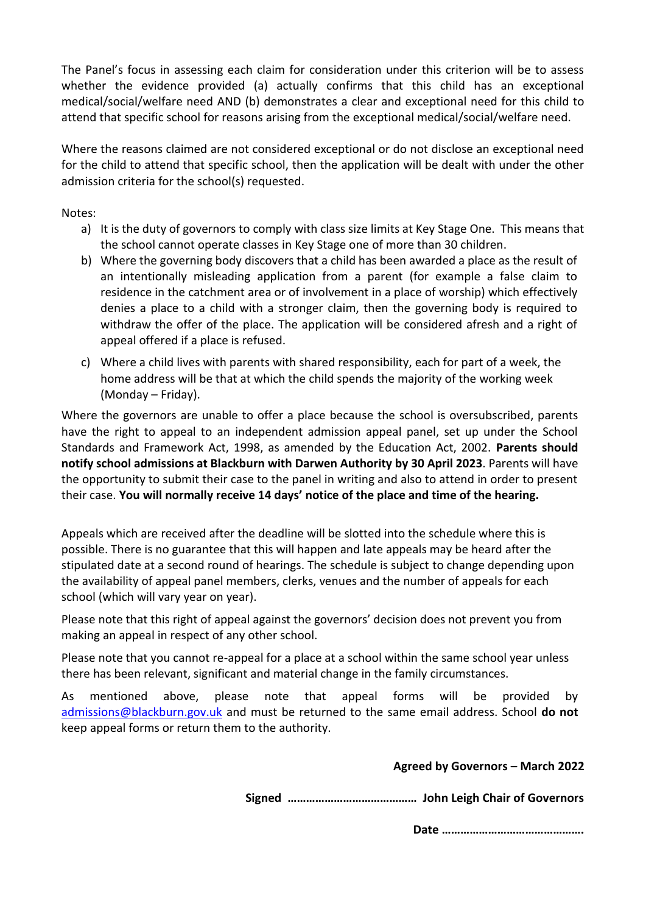The Panel's focus in assessing each claim for consideration under this criterion will be to assess whether the evidence provided (a) actually confirms that this child has an exceptional medical/social/welfare need AND (b) demonstrates a clear and exceptional need for this child to attend that specific school for reasons arising from the exceptional medical/social/welfare need.

Where the reasons claimed are not considered exceptional or do not disclose an exceptional need for the child to attend that specific school, then the application will be dealt with under the other admission criteria for the school(s) requested.

Notes:

a) It is the duty of governors to comply with class size limits at Key Stage One. This means that the school cannot operate classes in Key Stage one of more than 30 children.
b) Where the governing body discovers that a child has been awarded a place as the result of an intentionally misleading application from a parent (for example a false claim to residence in the catchment area or of involvement in a place of worship) which effectively denies a place to a child with a stronger claim, then the governing body is required to withdraw the offer of the place. The application will be considered afresh and a right of appeal offered if a place is refused.
c) Where a child lives with parents with shared responsibility, each for part of a week, the home address will be that at which the child spends the majority of the working week (Monday – Friday).

Where the governors are unable to offer a place because the school is oversubscribed, parents have the right to appeal to an independent admission appeal panel, set up under the School Standards and Framework Act, 1998, as amended by the Education Act, 2002. **Parents should notify school admissions at Blackburn with Darwen Authority by 30 April 2023**. Parents will have the opportunity to submit their case to the panel in writing and also to attend in order to present their case. **You will normally receive 14 days' notice of the place and time of the hearing.**

Appeals which are received after the deadline will be slotted into the schedule where this is possible. There is no guarantee that this will happen and late appeals may be heard after the stipulated date at a second round of hearings. The schedule is subject to change depending upon the availability of appeal panel members, clerks, venues and the number of appeals for each school (which will vary year on year).

Please note that this right of appeal against the governors' decision does not prevent you from making an appeal in respect of any other school.

Please note that you cannot re-appeal for a place at a school within the same school year unless there has been relevant, significant and material change in the family circumstances.

As mentioned above, please note that appeal forms will be provided by admissions@blackburn.gov.uk and must be returned to the same email address. School **do not** keep appeal forms or return them to the authority.

**Agreed by Governors – March 2022**

**Signed …………………………………… John Leigh Chair of Governors**

**Date ……………………………………….**